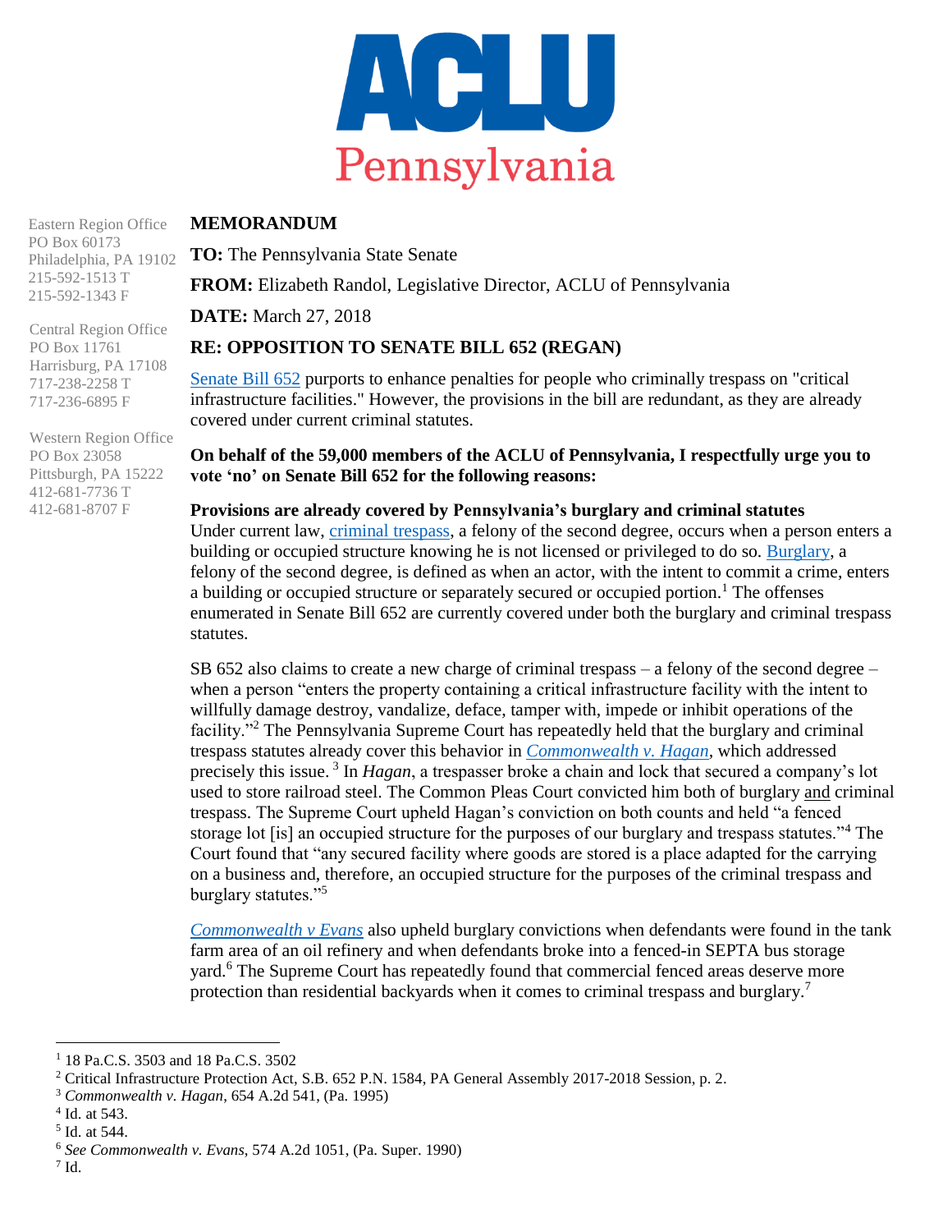ACLU Pennsylvania

Eastern Region Office
PO Box 60173
Philadelphia, PA 19102
215-592-1513 T
215-592-1343 F

Central Region Office
PO Box 11761
Harrisburg, PA 17108
717-238-2258 T
717-236-6895 F

Western Region Office
PO Box 23058
Pittsburgh, PA 15222
412-681-7736 T
412-681-8707 F

**MEMORANDUM**

**TO:** The Pennsylvania State Senate

**FROM:** Elizabeth Randol, Legislative Director, ACLU of Pennsylvania

**DATE:** March 27, 2018

**RE: OPPOSITION TO SENATE BILL 652 (REGAN)**

Senate Bill 652 purports to enhance penalties for people who criminally trespass on "critical infrastructure facilities." However, the provisions in the bill are redundant, as they are already covered under current criminal statutes.

**On behalf of the 59,000 members of the ACLU of Pennsylvania, I respectfully urge you to vote 'no' on Senate Bill 652 for the following reasons:**

**Provisions are already covered by Pennsylvania's burglary and criminal statutes**
Under current law, criminal trespass, a felony of the second degree, occurs when a person enters a building or occupied structure knowing he is not licensed or privileged to do so. Burglary, a felony of the second degree, is defined as when an actor, with the intent to commit a crime, enters a building or occupied structure or separately secured or occupied portion.[1] The offenses enumerated in Senate Bill 652 are currently covered under both the burglary and criminal trespass statutes.

SB 652 also claims to create a new charge of criminal trespass – a felony of the second degree – when a person "enters the property containing a critical infrastructure facility with the intent to willfully damage destroy, vandalize, deface, tamper with, impede or inhibit operations of the facility."[2] The Pennsylvania Supreme Court has repeatedly held that the burglary and criminal trespass statutes already cover this behavior in *Commonwealth v. Hagan*, which addressed precisely this issue.[3] In *Hagan*, a trespasser broke a chain and lock that secured a company's lot used to store railroad steel. The Common Pleas Court convicted him both of burglary and criminal trespass. The Supreme Court upheld Hagan's conviction on both counts and held "a fenced storage lot [is] an occupied structure for the purposes of our burglary and trespass statutes."[4] The Court found that "any secured facility where goods are stored is a place adapted for the carrying on a business and, therefore, an occupied structure for the purposes of the criminal trespass and burglary statutes."[5]

*Commonwealth v Evans* also upheld burglary convictions when defendants were found in the tank farm area of an oil refinery and when defendants broke into a fenced-in SEPTA bus storage yard.[6] The Supreme Court has repeatedly found that commercial fenced areas deserve more protection than residential backyards when it comes to criminal trespass and burglary.[7]

---

[1] 18 Pa.C.S. 3503 and 18 Pa.C.S. 3502

[2] Critical Infrastructure Protection Act, S.B. 652 P.N. 1584, PA General Assembly 2017-2018 Session, p. 2.

[3] *Commonwealth v. Hagan*, 654 A.2d 541, (Pa. 1995)

[4] Id. at 543.

[5] Id. at 544.

[6] *See Commonwealth v. Evans*, 574 A.2d 1051, (Pa. Super. 1990)

[7] Id.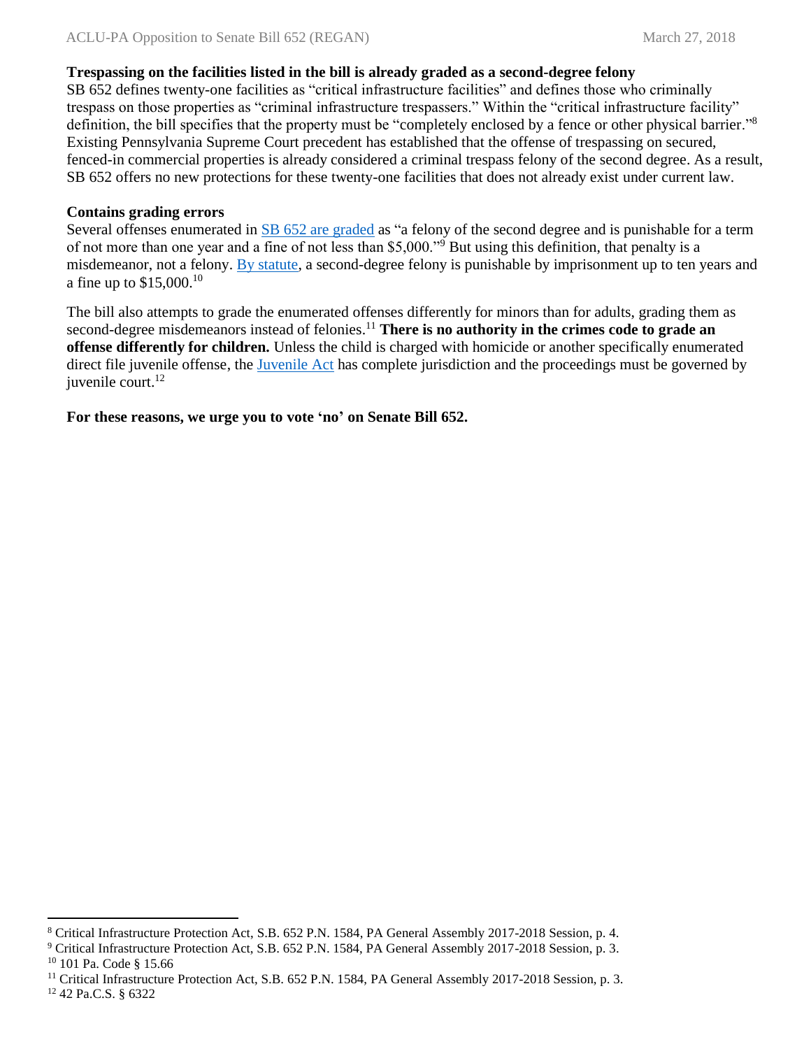**Trespassing on the facilities listed in the bill is already graded as a second-degree felony**

SB 652 defines twenty-one facilities as "critical infrastructure facilities" and defines those who criminally trespass on those properties as "criminal infrastructure trespassers." Within the "critical infrastructure facility" definition, the bill specifies that the property must be "completely enclosed by a fence or other physical barrier."[8] Existing Pennsylvania Supreme Court precedent has established that the offense of trespassing on secured, fenced-in commercial properties is already considered a criminal trespass felony of the second degree. As a result, SB 652 offers no new protections for these twenty-one facilities that does not already exist under current law.

**Contains grading errors**

Several offenses enumerated in SB 652 are graded as "a felony of the second degree and is punishable for a term of not more than one year and a fine of not less than $5,000."[9] But using this definition, that penalty is a misdemeanor, not a felony. By statute, a second-degree felony is punishable by imprisonment up to ten years and a fine up to $15,000.[10]

The bill also attempts to grade the enumerated offenses differently for minors than for adults, grading them as second-degree misdemeanors instead of felonies.[11] **There is no authority in the crimes code to grade an offense differently for children.** Unless the child is charged with homicide or another specifically enumerated direct file juvenile offense, the Juvenile Act has complete jurisdiction and the proceedings must be governed by juvenile court.[12]

**For these reasons, we urge you to vote 'no' on Senate Bill 652.**

---

[8] Critical Infrastructure Protection Act, S.B. 652 P.N. 1584, PA General Assembly 2017-2018 Session, p. 4.

[9] Critical Infrastructure Protection Act, S.B. 652 P.N. 1584, PA General Assembly 2017-2018 Session, p. 3.

[10] 101 Pa. Code § 15.66

[11] Critical Infrastructure Protection Act, S.B. 652 P.N. 1584, PA General Assembly 2017-2018 Session, p. 3.

[12] 42 Pa.C.S. § 6322